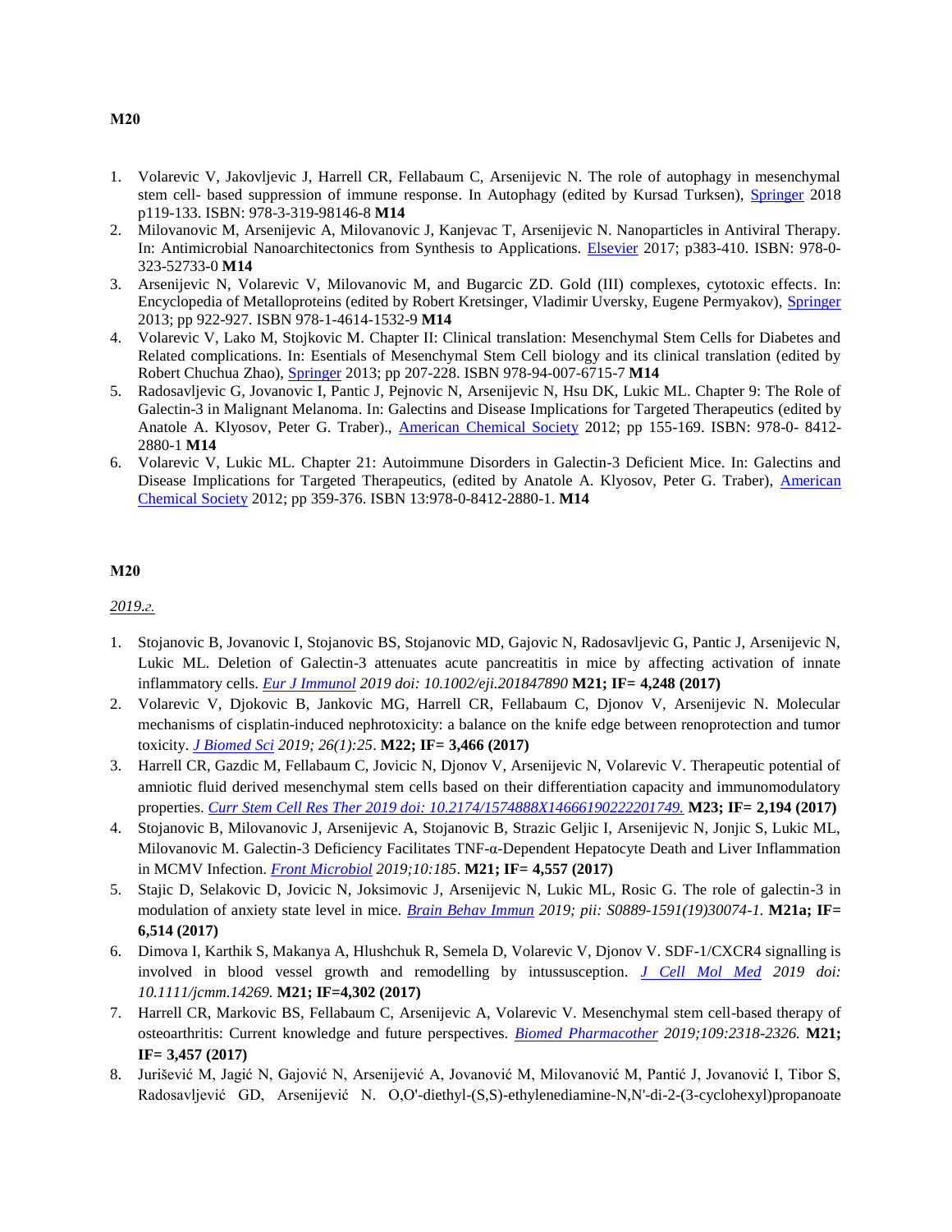**M20**

1. Volarevic V, Jakovljevic J, Harrell CR, Fellabaum C, Arsenijevic N. The role of autophagy in mesenchymal stem cell- based suppression of immune response. In Autophagy (edited by Kursad Turksen), Springer 2018 p119-133. ISBN: 978-3-319-98146-8 **M14**
2. Milovanovic M, Arsenijevic A, Milovanovic J, Kanjevac T, Arsenijevic N. Nanoparticles in Antiviral Therapy. In: Antimicrobial Nanoarchitectonics from Synthesis to Applications. Elsevier 2017; p383-410. ISBN: 978-0-323-52733-0 **M14**
3. Arsenijevic N, Volarevic V, Milovanovic M, and Bugarcic ZD. Gold (III) complexes, cytotoxic effects. In: Encyclopedia of Metalloproteins (edited by Robert Kretsinger, Vladimir Uversky, Eugene Permyakov), Springer 2013; pp 922-927. ISBN 978-1-4614-1532-9 **M14**
4. Volarevic V, Lako M, Stojkovic M. Chapter II: Clinical translation: Mesenchymal Stem Cells for Diabetes and Related complications. In: Esentials of Mesenchymal Stem Cell biology and its clinical translation (edited by Robert Chuchua Zhao), Springer 2013; pp 207-228. ISBN 978-94-007-6715-7 **M14**
5. Radosavljevic G, Jovanovic I, Pantic J, Pejnovic N, Arsenijevic N, Hsu DK, Lukic ML. Chapter 9: The Role of Galectin-3 in Malignant Melanoma. In: Galectins and Disease Implications for Targeted Therapeutics (edited by Anatole A. Klyosov, Peter G. Traber)., American Chemical Society 2012; pp 155-169. ISBN: 978-0- 8412-2880-1 **M14**
6. Volarevic V, Lukic ML. Chapter 21: Autoimmune Disorders in Galectin-3 Deficient Mice. In: Galectins and Disease Implications for Targeted Therapeutics, (edited by Anatole A. Klyosov, Peter G. Traber), American Chemical Society 2012; pp 359-376. ISBN 13:978-0-8412-2880-1. **M14**

**M20**

*2019.г.*

1. Stojanovic B, Jovanovic I, Stojanovic BS, Stojanovic MD, Gajovic N, Radosavljevic G, Pantic J, Arsenijevic N, Lukic ML. Deletion of Galectin-3 attenuates acute pancreatitis in mice by affecting activation of innate inflammatory cells. *Eur J Immunol 2019 doi: 10.1002/eji.201847890* **M21; IF= 4,248 (2017)**
2. Volarevic V, Djokovic B, Jankovic MG, Harrell CR, Fellabaum C, Djonov V, Arsenijevic N. Molecular mechanisms of cisplatin-induced nephrotoxicity: a balance on the knife edge between renoprotection and tumor toxicity. *J Biomed Sci 2019; 26(1):25*. **M22; IF= 3,466 (2017)**
3. Harrell CR, Gazdic M, Fellabaum C, Jovicic N, Djonov V, Arsenijevic N, Volarevic V. Therapeutic potential of amniotic fluid derived mesenchymal stem cells based on their differentiation capacity and immunomodulatory properties. *Curr Stem Cell Res Ther 2019 doi: 10.2174/1574888X14666190222201749.* **M23; IF= 2,194 (2017)**
4. Stojanovic B, Milovanovic J, Arsenijevic A, Stojanovic B, Strazic Geljic I, Arsenijevic N, Jonjic S, Lukic ML, Milovanovic M. Galectin-3 Deficiency Facilitates TNF-α-Dependent Hepatocyte Death and Liver Inflammation in MCMV Infection. *Front Microbiol 2019;10:185*. **M21; IF= 4,557 (2017)**
5. Stajic D, Selakovic D, Jovicic N, Joksimovic J, Arsenijevic N, Lukic ML, Rosic G. The role of galectin-3 in modulation of anxiety state level in mice. *Brain Behav Immun 2019; pii: S0889-1591(19)30074-1.* **M21a; IF= 6,514 (2017)**
6. Dimova I, Karthik S, Makanya A, Hlushchuk R, Semela D, Volarevic V, Djonov V. SDF-1/CXCR4 signalling is involved in blood vessel growth and remodelling by intussusception. *J Cell Mol Med 2019 doi: 10.1111/jcmm.14269.* **M21; IF=4,302 (2017)**
7. Harrell CR, Markovic BS, Fellabaum C, Arsenijevic A, Volarevic V. Mesenchymal stem cell-based therapy of osteoarthritis: Current knowledge and future perspectives. *Biomed Pharmacother 2019;109:2318-2326.* **M21; IF= 3,457 (2017)**
8. Jurišević M, Jagić N, Gajović N, Arsenijević A, Jovanović M, Milovanović M, Pantić J, Jovanović I, Tibor S, Radosavljević GD, Arsenijević N. O,O'-diethyl-(S,S)-ethylenediamine-N,N'-di-2-(3-cyclohexyl)propanoate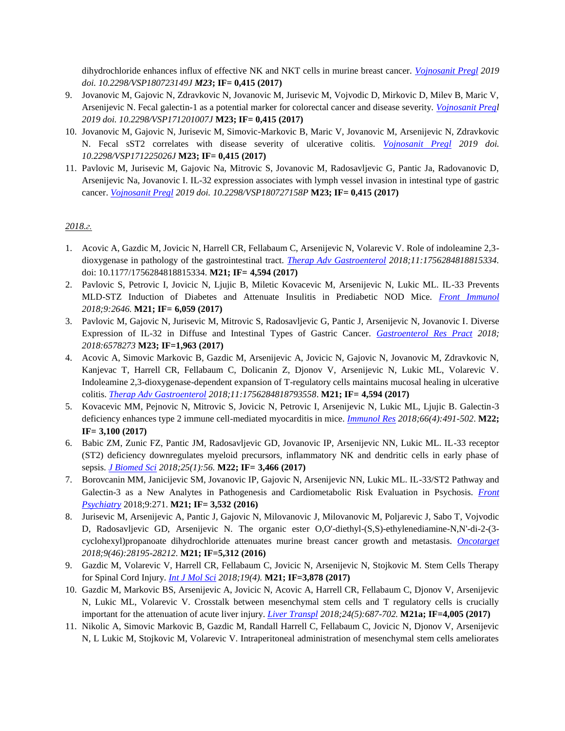dihydrochloride enhances influx of effective NK and NKT cells in murine breast cancer. *Vojnosanit Pregl 2019 doi. 10.2298/VSP180723149J* ***M23*; IF= 0,415 (2017)**

9. Jovanovic M, Gajovic N, Zdravkovic N, Jovanovic M, Jurisevic M, Vojvodic D, Mirkovic D, Milev B, Maric V, Arsenijevic N. Fecal galectin-1 as a potential marker for colorectal cancer and disease severity. *Vojnosanit Pregl 2019 doi. 10.2298/VSP171201007J* **M23; IF= 0,415 (2017)**
10. Jovanovic M, Gajovic N, Jurisevic M, Simovic-Markovic B, Maric V, Jovanovic M, Arsenijevic N, Zdravkovic N. Fecal sST2 correlates with disease severity of ulcerative colitis. *Vojnosanit Pregl 2019 doi. 10.2298/VSP171225026J* **M23; IF= 0,415 (2017)**
11. Pavlovic M, Jurisevic M, Gajovic Na, Mitrovic S, Jovanovic M, Radosavljevic G, Pantic Ja, Radovanovic D, Arsenijevic Na, Jovanovic I. IL-32 expression associates with lymph vessel invasion in intestinal type of gastric cancer. *Vojnosanit Pregl 2019 doi. 10.2298/VSP180727158P* **M23; IF= 0,415 (2017)**

*2018.г.*

1. Acovic A, Gazdic M, Jovicic N, Harrell CR, Fellabaum C, Arsenijevic N, Volarevic V. Role of indoleamine 2,3-dioxygenase in pathology of the gastrointestinal tract. *Therap Adv Gastroenterol 2018;11:1756284818815334*. doi: 10.1177/1756284818815334. **M21; IF= 4,594 (2017)**
2. Pavlovic S, Petrovic I, Jovicic N, Ljujic B, Miletic Kovacevic M, Arsenijevic N, Lukic ML. IL-33 Prevents MLD-STZ Induction of Diabetes and Attenuate Insulitis in Prediabetic NOD Mice. *Front Immunol 2018;9:2646.* **M21; IF= 6,059 (2017)**
3. Pavlovic M, Gajovic N, Jurisevic M, Mitrovic S, Radosavljevic G, Pantic J, Arsenijevic N, Jovanovic I. Diverse Expression of IL-32 in Diffuse and Intestinal Types of Gastric Cancer. *Gastroenterol Res Pract 2018; 2018:6578273* **M23; IF=1,963 (2017)**
4. Acovic A, Simovic Markovic B, Gazdic M, Arsenijevic A, Jovicic N, Gajovic N, Jovanovic M, Zdravkovic N, Kanjevac T, Harrell CR, Fellabaum C, Dolicanin Z, Djonov V, Arsenijevic N, Lukic ML, Volarevic V. Indoleamine 2,3-dioxygenase-dependent expansion of T-regulatory cells maintains mucosal healing in ulcerative colitis. *Therap Adv Gastroenterol 2018;11:1756284818793558*. **M21; IF= 4,594 (2017)**
5. Kovacevic MM, Pejnovic N, Mitrovic S, Jovicic N, Petrovic I, Arsenijevic N, Lukic ML, Ljujic B. Galectin-3 deficiency enhances type 2 immune cell-mediated myocarditis in mice. *Immunol Res 2018;66(4):491-502*. **M22; IF= 3,100 (2017)**
6. Babic ZM, Zunic FZ, Pantic JM, Radosavljevic GD, Jovanovic IP, Arsenijevic NN, Lukic ML. IL-33 receptor (ST2) deficiency downregulates myeloid precursors, inflammatory NK and dendritic cells in early phase of sepsis. *J Biomed Sci 2018;25(1):56.* **M22; IF= 3,466 (2017)**
7. Borovcanin MM, Janicijevic SM, Jovanovic IP, Gajovic N, Arsenijevic NN, Lukic ML. IL-33/ST2 Pathway and Galectin-3 as a New Analytes in Pathogenesis and Cardiometabolic Risk Evaluation in Psychosis. *Front Psychiatry* 2018;9:271. **M21; IF= 3,532 (2016)**
8. Jurisevic M, Arsenijevic A, Pantic J, Gajovic N, Milovanovic J, Milovanovic M, Poljarevic J, Sabo T, Vojvodic D, Radosavljevic GD, Arsenijevic N. The organic ester O,O'-diethyl-(S,S)-ethylenediamine-N,N'-di-2-(3-cyclohexyl)propanoate dihydrochloride attenuates murine breast cancer growth and metastasis. *Oncotarget 2018;9(46):28195-28212*. **M21; IF=5,312 (2016)**
9. Gazdic M, Volarevic V, Harrell CR, Fellabaum C, Jovicic N, Arsenijevic N, Stojkovic M. Stem Cells Therapy for Spinal Cord Injury. *Int J Mol Sci 2018;19(4).* **M21; IF=3,878 (2017)**
10. Gazdic M, Markovic BS, Arsenijevic A, Jovicic N, Acovic A, Harrell CR, Fellabaum C, Djonov V, Arsenijevic N, Lukic ML, Volarevic V. Crosstalk between mesenchymal stem cells and T regulatory cells is crucially important for the attenuation of acute liver injury. *Liver Transpl 2018;24(5):687-702.* **M21a; IF=4,005 (2017)**
11. Nikolic A, Simovic Markovic B, Gazdic M, Randall Harrell C, Fellabaum C, Jovicic N, Djonov V, Arsenijevic N, L Lukic M, Stojkovic M, Volarevic V. Intraperitoneal administration of mesenchymal stem cells ameliorates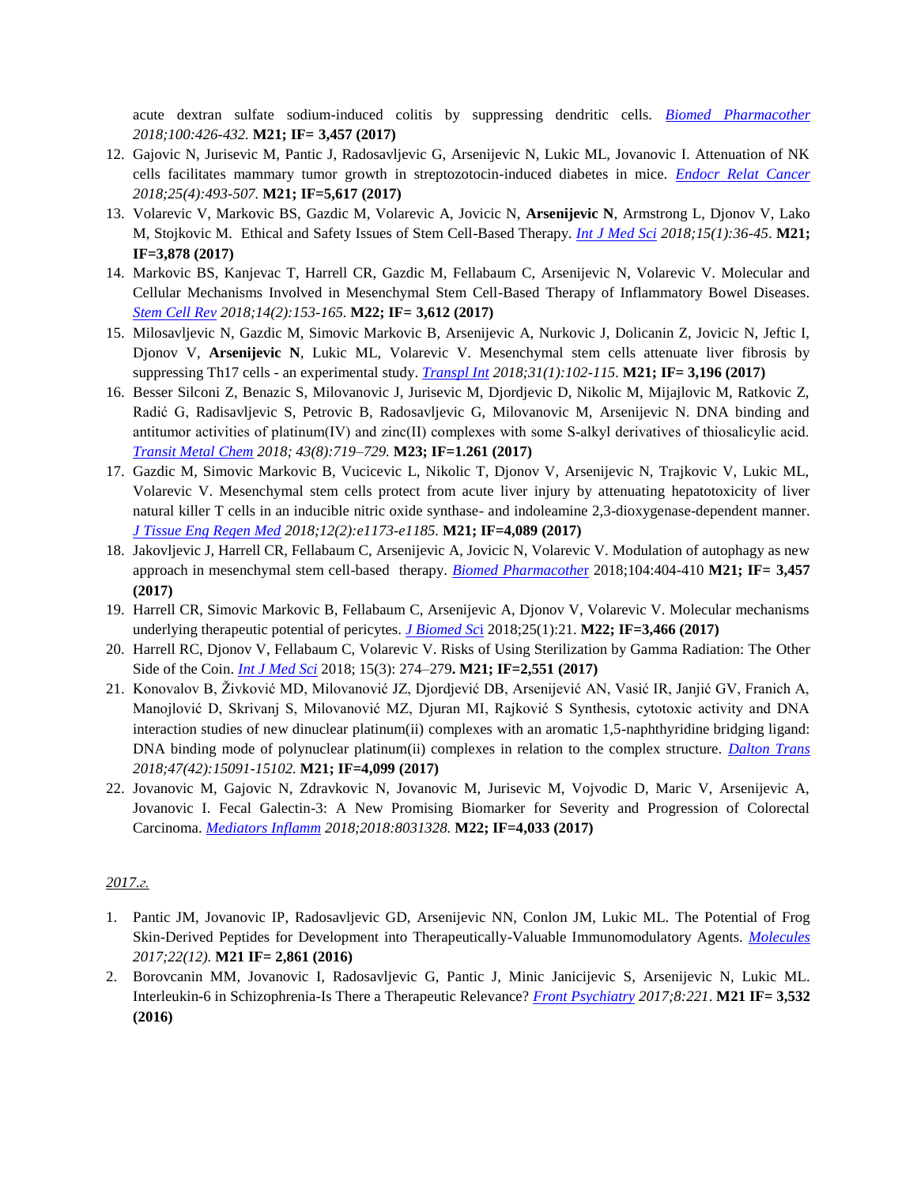acute dextran sulfate sodium-induced colitis by suppressing dendritic cells. *Biomed Pharmacother 2018;100:426-432.* **M21; IF= 3,457 (2017)**

12. Gajovic N, Jurisevic M, Pantic J, Radosavljevic G, Arsenijevic N, Lukic ML, Jovanovic I. Attenuation of NK cells facilitates mammary tumor growth in streptozotocin-induced diabetes in mice. *Endocr Relat Cancer 2018;25(4):493-507.* **M21; IF=5,617 (2017)**
13. Volarevic V, Markovic BS, Gazdic M, Volarevic A, Jovicic N, **Arsenijevic N**, Armstrong L, Djonov V, Lako M, Stojkovic M. Ethical and Safety Issues of Stem Cell-Based Therapy. *Int J Med Sci 2018;15(1):36-45*. **M21; IF=3,878 (2017)**
14. Markovic BS, Kanjevac T, Harrell CR, Gazdic M, Fellabaum C, Arsenijevic N, Volarevic V. Molecular and Cellular Mechanisms Involved in Mesenchymal Stem Cell-Based Therapy of Inflammatory Bowel Diseases. *Stem Cell Rev 2018;14(2):153-165.* **M22; IF= 3,612 (2017)**
15. Milosavljevic N, Gazdic M, Simovic Markovic B, Arsenijevic A, Nurkovic J, Dolicanin Z, Jovicic N, Jeftic I, Djonov V, **Arsenijevic N**, Lukic ML, Volarevic V. Mesenchymal stem cells attenuate liver fibrosis by suppressing Th17 cells - an experimental study. *Transpl Int 2018;31(1):102-115.* **M21; IF= 3,196 (2017)**
16. Besser Silconi Z, Benazic S, Milovanovic J, Jurisevic M, Djordjevic D, Nikolic M, Mijajlovic M, Ratkovic Z, Radić G, Radisavljevic S, Petrovic B, Radosavljevic G, Milovanovic M, Arsenijevic N. DNA binding and antitumor activities of platinum(IV) and zinc(II) complexes with some S-alkyl derivatives of thiosalicylic acid. *Transit Metal Chem 2018; 43(8):719–729.* **M23; IF=1.261 (2017)**
17. Gazdic M, Simovic Markovic B, Vucicevic L, Nikolic T, Djonov V, Arsenijevic N, Trajkovic V, Lukic ML, Volarevic V. Mesenchymal stem cells protect from acute liver injury by attenuating hepatotoxicity of liver natural killer T cells in an inducible nitric oxide synthase- and indoleamine 2,3-dioxygenase-dependent manner. *J Tissue Eng Regen Med 2018;12(2):e1173-e1185.* **M21; IF=4,089 (2017)**
18. Jakovljevic J, Harrell CR, Fellabaum C, Arsenijevic A, Jovicic N, Volarevic V. Modulation of autophagy as new approach in mesenchymal stem cell-based therapy. *Biomed Pharmacother* 2018;104:404-410 **M21; IF= 3,457 (2017)**
19. Harrell CR, Simovic Markovic B, Fellabaum C, Arsenijevic A, Djonov V, Volarevic V. Molecular mechanisms underlying therapeutic potential of pericytes. *J Biomed Sci* 2018;25(1):21. **M22; IF=3,466 (2017)**
20. Harrell RC, Djonov V, Fellabaum C, Volarevic V. Risks of Using Sterilization by Gamma Radiation: The Other Side of the Coin. *Int J Med Sci* 2018; 15(3): 274–279**. M21; IF=2,551 (2017)**
21. Konovalov B, Živković MD, Milovanović JZ, Djordjević DB, Arsenijević AN, Vasić IR, Janjić GV, Franich A, Manojlović D, Skrivanj S, Milovanović MZ, Djuran MI, Rajković S Synthesis, cytotoxic activity and DNA interaction studies of new dinuclear platinum(ii) complexes with an aromatic 1,5-naphthyridine bridging ligand: DNA binding mode of polynuclear platinum(ii) complexes in relation to the complex structure. *Dalton Trans 2018;47(42):15091-15102.* **M21; IF=4,099 (2017)**
22. Jovanovic M, Gajovic N, Zdravkovic N, Jovanovic M, Jurisevic M, Vojvodic D, Maric V, Arsenijevic A, Jovanovic I. Fecal Galectin-3: A New Promising Biomarker for Severity and Progression of Colorectal Carcinoma. *Mediators Inflamm 2018;2018:8031328.* **M22; IF=4,033 (2017)**

*2017.г.*

1. Pantic JM, Jovanovic IP, Radosavljevic GD, Arsenijevic NN, Conlon JM, Lukic ML. The Potential of Frog Skin-Derived Peptides for Development into Therapeutically-Valuable Immunomodulatory Agents. *Molecules 2017;22(12).* **M21 IF= 2,861 (2016)**
2. Borovcanin MM, Jovanovic I, Radosavljevic G, Pantic J, Minic Janicijevic S, Arsenijevic N, Lukic ML. Interleukin-6 in Schizophrenia-Is There a Therapeutic Relevance? *Front Psychiatry 2017;8:221*. **M21 IF= 3,532 (2016)**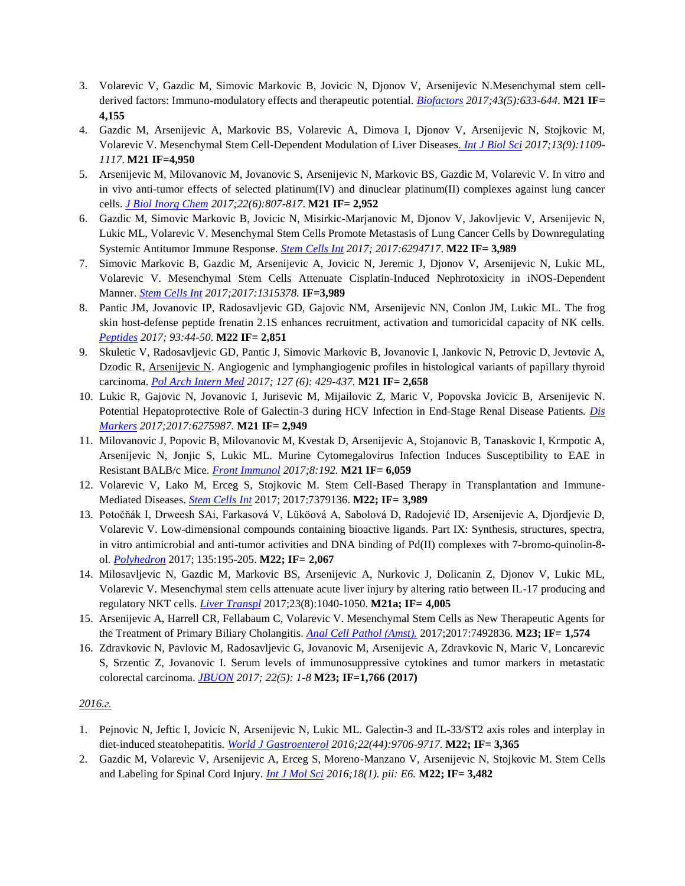3. Volarevic V, Gazdic M, Simovic Markovic B, Jovicic N, Djonov V, Arsenijevic N.Mesenchymal stem cell-derived factors: Immuno-modulatory effects and therapeutic potential. *Biofactors 2017;43(5):633-644.* **M21 IF= 4,155**
4. Gazdic M, Arsenijevic A, Markovic BS, Volarevic A, Dimova I, Djonov V, Arsenijevic N, Stojkovic M, Volarevic V. Mesenchymal Stem Cell-Dependent Modulation of Liver Diseases. *Int J Biol Sci 2017;13(9):1109-1117.* **M21 IF=4,950**
5. Arsenijevic M, Milovanovic M, Jovanovic S, Arsenijevic N, Markovic BS, Gazdic M, Volarevic V. In vitro and in vivo anti-tumor effects of selected platinum(IV) and dinuclear platinum(II) complexes against lung cancer cells. *J Biol Inorg Chem 2017;22(6):807-817.* **M21 IF= 2,952**
6. Gazdic M, Simovic Markovic B, Jovicic N, Misirkic-Marjanovic M, Djonov V, Jakovljevic V, Arsenijevic N, Lukic ML, Volarevic V. Mesenchymal Stem Cells Promote Metastasis of Lung Cancer Cells by Downregulating Systemic Antitumor Immune Response. *Stem Cells Int 2017; 2017:6294717.* **M22 IF= 3,989**
7. Simovic Markovic B, Gazdic M, Arsenijevic A, Jovicic N, Jeremic J, Djonov V, Arsenijevic N, Lukic ML, Volarevic V. Mesenchymal Stem Cells Attenuate Cisplatin-Induced Nephrotoxicity in iNOS-Dependent Manner. *Stem Cells Int 2017;2017:1315378.* **IF=3,989**
8. Pantic JM, Jovanovic IP, Radosavljevic GD, Gajovic NM, Arsenijevic NN, Conlon JM, Lukic ML. The frog skin host-defense peptide frenatin 2.1S enhances recruitment, activation and tumoricidal capacity of NK cells. *Peptides 2017; 93:44-50.* **M22 IF= 2,851**
9. Skuletic V, Radosavljevic GD, Pantic J, Simovic Markovic B, Jovanovic I, Jankovic N, Petrovic D, Jevtovic A, Dzodic R, Arsenijevic N. Angiogenic and lymphangiogenic profiles in histological variants of papillary thyroid carcinoma. *Pol Arch Intern Med 2017; 127 (6): 429-437.* **M21 IF= 2,658**
10. Lukic R, Gajovic N, Jovanovic I, Jurisevic M, Mijailovic Z, Maric V, Popovska Jovicic B, Arsenijevic N. Potential Hepatoprotective Role of Galectin-3 during HCV Infection in End-Stage Renal Disease Patients. *Dis Markers 2017;2017:6275987.* **M21 IF= 2,949**
11. Milovanovic J, Popovic B, Milovanovic M, Kvestak D, Arsenijevic A, Stojanovic B, Tanaskovic I, Krmpotic A, Arsenijevic N, Jonjic S, Lukic ML. Murine Cytomegalovirus Infection Induces Susceptibility to EAE in Resistant BALB/c Mice. *Front Immunol 2017;8:192.* **M21 IF= 6,059**
12. Volarevic V, Lako M, Erceg S, Stojkovic M. Stem Cell-Based Therapy in Transplantation and Immune-Mediated Diseases. *Stem Cells Int* 2017; 2017:7379136. **M22; IF= 3,989**
13. Potočňák I, Drweesh SAi, Farkasová V, Lüköová A, Sabolová D, Radojević ID, Arsenijevic A, Djordjevic D, Volarevic V. Low-dimensional compounds containing bioactive ligands. Part IX: Synthesis, structures, spectra, in vitro antimicrobial and anti-tumor activities and DNA binding of Pd(II) complexes with 7-bromo-quinolin-8-ol. *Polyhedron* 2017; 135:195-205. **M22; IF= 2,067**
14. Milosavljevic N, Gazdic M, Markovic BS, Arsenijevic A, Nurkovic J, Dolicanin Z, Djonov V, Lukic ML, Volarevic V. Mesenchymal stem cells attenuate acute liver injury by altering ratio between IL-17 producing and regulatory NKT cells. *Liver Transpl* 2017;23(8):1040-1050. **M21a; IF= 4,005**
15. Arsenijevic A, Harrell CR, Fellabaum C, Volarevic V. Mesenchymal Stem Cells as New Therapeutic Agents for the Treatment of Primary Biliary Cholangitis. *Anal Cell Pathol (Amst).* 2017;2017:7492836. **M23; IF= 1,574**
16. Zdravkovic N, Pavlovic M, Radosavljevic G, Jovanovic M, Arsenijevic A, Zdravkovic N, Maric V, Loncarevic S, Srzentic Z, Jovanovic I. Serum levels of immunosuppressive cytokines and tumor markers in metastatic colorectal carcinoma. *JBUON 2017; 22(5): 1-8* **M23; IF=1,766 (2017)**

*2016.г.*

1. Pejnovic N, Jeftic I, Jovicic N, Arsenijevic N, Lukic ML. Galectin-3 and IL-33/ST2 axis roles and interplay in diet-induced steatohepatitis. *World J Gastroenterol 2016;22(44):9706-9717.* **M22; IF= 3,365**
2. Gazdic M, Volarevic V, Arsenijevic A, Erceg S, Moreno-Manzano V, Arsenijevic N, Stojkovic M. Stem Cells and Labeling for Spinal Cord Injury. *Int J Mol Sci 2016;18(1). pii: E6.* **M22; IF= 3,482**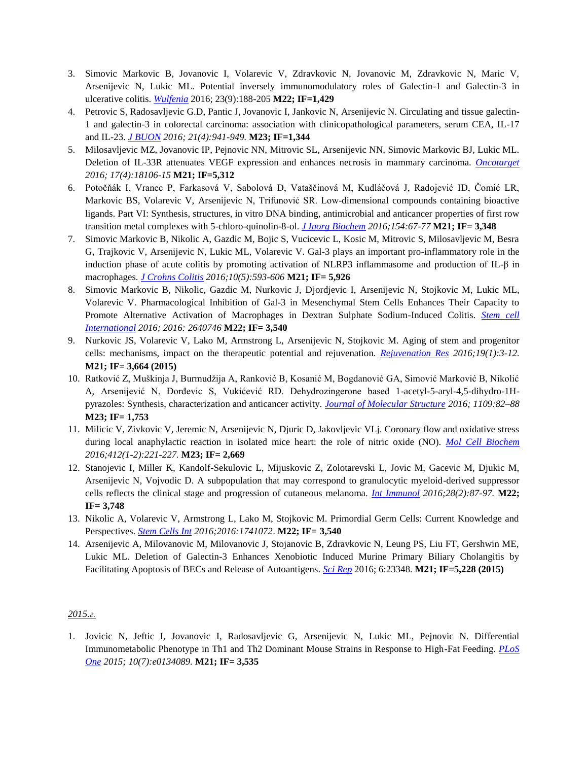3. Simovic Markovic B, Jovanovic I, Volarevic V, Zdravkovic N, Jovanovic M, Zdravkovic N, Maric V, Arsenijevic N, Lukic ML. Potential inversely immunomodulatory roles of Galectin-1 and Galectin-3 in ulcerative colitis. *Wulfenia* 2016; 23(9):188-205 **M22; IF=1,429**
4. Petrovic S, Radosavljevic G.D, Pantic J, Jovanovic I, Jankovic N, Arsenijevic N. Circulating and tissue galectin-1 and galectin-3 in colorectal carcinoma: association with clinicopathological parameters, serum CEA, IL-17 and IL-23. *J BUON 2016; 21(4):941-949.* **M23; IF=1,344**
5. Milosavljevic MZ, Jovanovic IP, Pejnovic NN, Mitrovic SL, Arsenijevic NN, Simovic Markovic BJ, Lukic ML. Deletion of IL-33R attenuates VEGF expression and enhances necrosis in mammary carcinoma. *Oncotarget 2016; 17(4):18106-15* **M21; IF=5,312**
6. Potočňák I, Vranec P, Farkasová V, Sabolová D, Vataščinová M, Kudláčová J, Radojević ID, Čomić LR, Markovic BS, Volarevic V, Arsenijevic N, Trifunović SR. Low-dimensional compounds containing bioactive ligands. Part VI: Synthesis, structures, in vitro DNA binding, antimicrobial and anticancer properties of first row transition metal complexes with 5-chloro-quinolin-8-ol. *J Inorg Biochem 2016;154:67-77* **M21; IF= 3,348**
7. Simovic Markovic B, Nikolic A, Gazdic M, Bojic S, Vucicevic L, Kosic M, Mitrovic S, Milosavljevic M, Besra G, Trajkovic V, Arsenijevic N, Lukic ML, Volarevic V. Gal-3 plays an important pro-inflammatory role in the induction phase of acute colitis by promoting activation of NLRP3 inflammasome and production of IL-β in macrophages. *J Crohns Colitis 2016;10(5):593-606* **M21; IF= 5,926**
8. Simovic Markovic B, Nikolic, Gazdic M, Nurkovic J, Djordjevic I, Arsenijevic N, Stojkovic M, Lukic ML, Volarevic V. Pharmacological Inhibition of Gal-3 in Mesenchymal Stem Cells Enhances Their Capacity to Promote Alternative Activation of Macrophages in Dextran Sulphate Sodium-Induced Colitis. *Stem cell International* 2016; 2016: 2640746 **M22; IF= 3,540**
9. Nurkovic JS, Volarevic V, Lako M, Armstrong L, Arsenijevic N, Stojkovic M. Aging of stem and progenitor cells: mechanisms, impact on the therapeutic potential and rejuvenation. *Rejuvenation Res 2016;19(1):3-12.* **M21; IF= 3,664 (2015)**
10. Ratković Z, Muškinja J, Burmudžija A, Ranković B, Kosanić M, Bogdanović GA, Simović Marković B, Nikolić A, Arsenijević N, Đorđevic S, Vukićević RD. Dehydrozingerone based 1-acetyl-5-aryl-4,5-dihydro-1H-pyrazoles: Synthesis, characterization and anticancer activity. *Journal of Molecular Structure 2016; 1109:82–88* **M23; IF= 1,753**
11. Milicic V, Zivkovic V, Jeremic N, Arsenijevic N, Djuric D, Jakovljevic VLj. Coronary flow and oxidative stress during local anaphylactic reaction in isolated mice heart: the role of nitric oxide (NO). *Mol Cell Biochem 2016;412(1-2):221-227.* **M23; IF= 2,669**
12. Stanojevic I, Miller K, Kandolf-Sekulovic L, Mijuskovic Z, Zolotarevski L, Jovic M, Gacevic M, Djukic M, Arsenijevic N, Vojvodic D. A subpopulation that may correspond to granulocytic myeloid-derived suppressor cells reflects the clinical stage and progression of cutaneous melanoma. *Int Immunol 2016;28(2):87-97.* **M22; IF= 3,748**
13. Nikolic A, Volarevic V, Armstrong L, Lako M, Stojkovic M. Primordial Germ Cells: Current Knowledge and Perspectives. *Stem Cells Int 2016;2016:1741072*. **M22; IF= 3,540**
14. Arsenijevic A, Milovanovic M, Milovanovic J, Stojanovic B, Zdravkovic N, Leung PS, Liu FT, Gershwin ME, Lukic ML. Deletion of Galectin-3 Enhances Xenobiotic Induced Murine Primary Biliary Cholangitis by Facilitating Apoptosis of BECs and Release of Autoantigens. *Sci Rep* 2016; 6:23348. **M21; IF=5,228 (2015)**

*2015.г.*

1. Jovicic N, Jeftic I, Jovanovic I, Radosavljevic G, Arsenijevic N, Lukic ML, Pejnovic N. Differential Immunometabolic Phenotype in Th1 and Th2 Dominant Mouse Strains in Response to High-Fat Feeding. *PLoS One 2015; 10(7):e0134089.* **M21; IF= 3,535**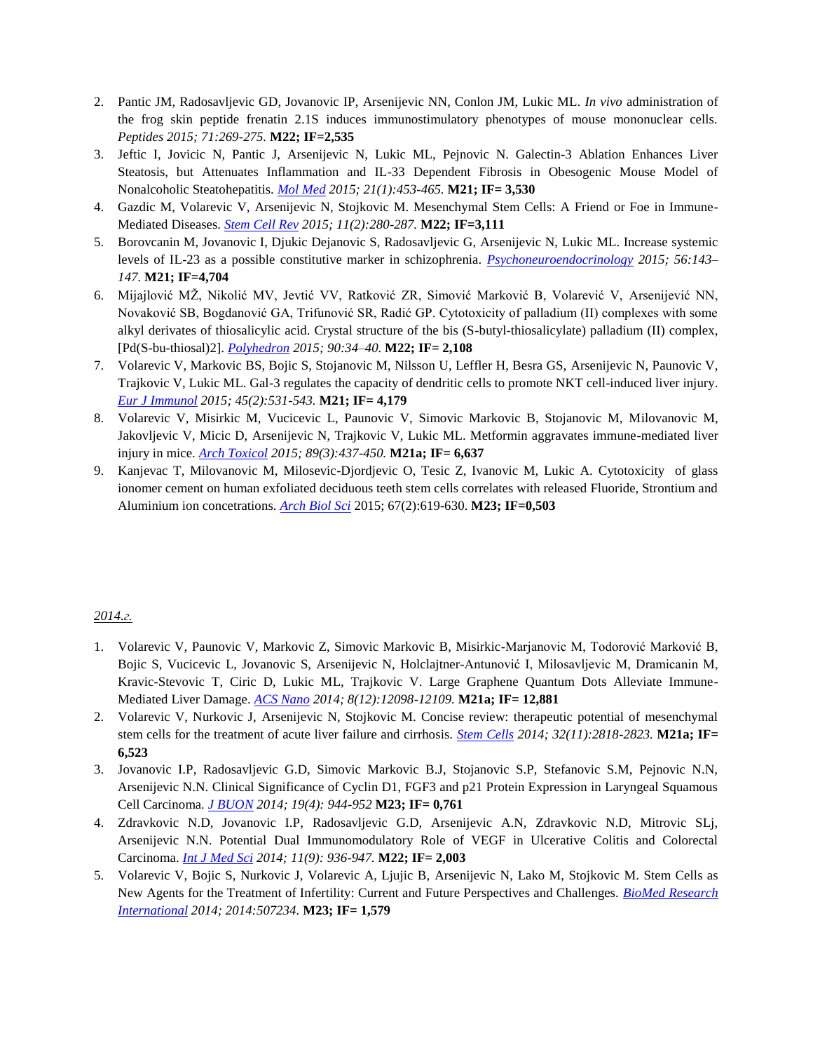2. Pantic JM, Radosavljevic GD, Jovanovic IP, Arsenijevic NN, Conlon JM, Lukic ML. *In vivo* administration of the frog skin peptide frenatin 2.1S induces immunostimulatory phenotypes of mouse mononuclear cells. *Peptides 2015; 71:269-275.* **M22; IF=2,535**
3. Jeftic I, Jovicic N, Pantic J, Arsenijevic N, Lukic ML, Pejnovic N. Galectin-3 Ablation Enhances Liver Steatosis, but Attenuates Inflammation and IL-33 Dependent Fibrosis in Obesogenic Mouse Model of Nonalcoholic Steatohepatitis. *Mol Med 2015; 21(1):453-465.* **M21; IF= 3,530**
4. Gazdic M, Volarevic V, Arsenijevic N, Stojkovic M. Mesenchymal Stem Cells: A Friend or Foe in Immune-Mediated Diseases. *Stem Cell Rev 2015; 11(2):280-287.* **M22; IF=3,111**
5. Borovcanin M, Jovanovic I, Djukic Dejanovic S, Radosavljevic G, Arsenijevic N, Lukic ML. Increase systemic levels of IL-23 as a possible constitutive marker in schizophrenia. *Psychoneuroendocrinology 2015; 56:143–147.* **M21; IF=4,704**
6. Mijajlović MŽ, Nikolić MV, Jevtić VV, Ratković ZR, Simović Marković B, Volarević V, Arsenijević NN, Novaković SB, Bogdanović GA, Trifunović SR, Radić GP. Cytotoxicity of palladium (II) complexes with some alkyl derivates of thiosalicylic acid. Crystal structure of the bis (S-butyl-thiosalicylate) palladium (II) complex, [Pd(S-bu-thiosal)2]. *Polyhedron 2015; 90:34–40.* **M22; IF= 2,108**
7. Volarevic V, Markovic BS, Bojic S, Stojanovic M, Nilsson U, Leffler H, Besra GS, Arsenijevic N, Paunovic V, Trajkovic V, Lukic ML. Gal-3 regulates the capacity of dendritic cells to promote NKT cell-induced liver injury. *Eur J Immunol 2015; 45(2):531-543.* **M21; IF= 4,179**
8. Volarevic V, Misirkic M, Vucicevic L, Paunovic V, Simovic Markovic B, Stojanovic M, Milovanovic M, Jakovljevic V, Micic D, Arsenijevic N, Trajkovic V, Lukic ML. Metformin aggravates immune-mediated liver injury in mice. *Arch Toxicol 2015; 89(3):437-450.* **M21a; IF= 6,637**
9. Kanjevac T, Milovanovic M, Milosevic-Djordjevic O, Tesic Z, Ivanovic M, Lukic A. Cytotoxicity of glass ionomer cement on human exfoliated deciduous teeth stem cells correlates with released Fluoride, Strontium and Aluminium ion concetrations. *Arch Biol Sci* 2015; 67(2):619-630. **M23; IF=0,503**

*2014.г.*

1. Volarevic V, Paunovic V, Markovic Z, Simovic Markovic B, Misirkic-Marjanovic M, Todorović Marković B, Bojic S, Vucicevic L, Jovanovic S, Arsenijevic N, Holclajtner-Antunović I, Milosavljevic M, Dramicanin M, Kravic-Stevovic T, Ciric D, Lukic ML, Trajkovic V. Large Graphene Quantum Dots Alleviate Immune-Mediated Liver Damage. *ACS Nano 2014; 8(12):12098-12109.* **M21a; IF= 12,881**
2. Volarevic V, Nurkovic J, Arsenijevic N, Stojkovic M. Concise review: therapeutic potential of mesenchymal stem cells for the treatment of acute liver failure and cirrhosis. *Stem Cells 2014; 32(11):2818-2823.* **M21a; IF= 6,523**
3. Jovanovic I.P, Radosavljevic G.D, Simovic Markovic B.J, Stojanovic S.P, Stefanovic S.M, Pejnovic N.N, Arsenijevic N.N. Clinical Significance of Cyclin D1, FGF3 and p21 Protein Expression in Laryngeal Squamous Cell Carcinoma. *J BUON 2014; 19(4): 944-952* **M23; IF= 0,761**
4. Zdravkovic N.D, Jovanovic I.P, Radosavljevic G.D, Arsenijevic A.N, Zdravkovic N.D, Mitrovic SLj, Arsenijevic N.N. Potential Dual Immunomodulatory Role of VEGF in Ulcerative Colitis and Colorectal Carcinoma. *Int J Med Sci 2014; 11(9): 936-947.* **M22; IF= 2,003**
5. Volarevic V, Bojic S, Nurkovic J, Volarevic A, Ljujic B, Arsenijevic N, Lako M, Stojkovic M. Stem Cells as New Agents for the Treatment of Infertility: Current and Future Perspectives and Challenges. *BioMed Research International 2014; 2014:507234.* **M23; IF= 1,579**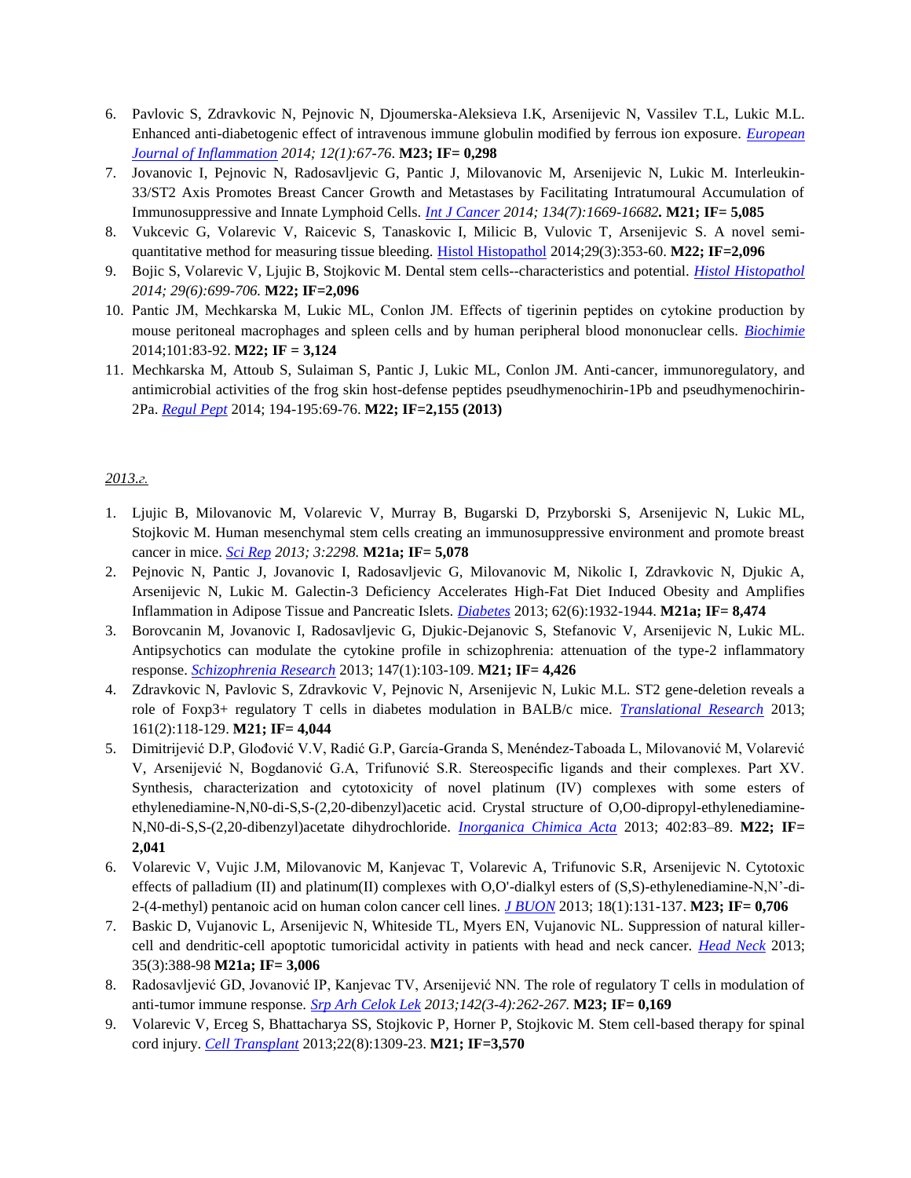6. Pavlovic S, Zdravkovic N, Pejnovic N, Djoumerska-Aleksieva I.K, Arsenijevic N, Vassilev T.L, Lukic M.L. Enhanced anti-diabetogenic effect of intravenous immune globulin modified by ferrous ion exposure. *European Journal of Inflammation 2014; 12(1):67-76*. **M23; IF= 0,298**
7. Jovanovic I, Pejnovic N, Radosavljevic G, Pantic J, Milovanovic M, Arsenijevic N, Lukic M. Interleukin-33/ST2 Axis Promotes Breast Cancer Growth and Metastases by Facilitating Intratumoural Accumulation of Immunosuppressive and Innate Lymphoid Cells. *Int J Cancer 2014; 134(7):1669-16682***. M21; IF= 5,085**
8. Vukcevic G, Volarevic V, Raicevic S, Tanaskovic I, Milicic B, Vulovic T, Arsenijevic S. A novel semi-quantitative method for measuring tissue bleeding. Histol Histopathol 2014;29(3):353-60. **M22; IF=2,096**
9. Bojic S, Volarevic V, Ljujic B, Stojkovic M. Dental stem cells--characteristics and potential. *Histol Histopathol 2014; 29(6):699-706.* **M22; IF=2,096**
10. Pantic JM, Mechkarska M, Lukic ML, Conlon JM. Effects of tigerinin peptides on cytokine production by mouse peritoneal macrophages and spleen cells and by human peripheral blood mononuclear cells. *Biochimie* 2014;101:83-92. **M22; IF = 3,124**
11. Mechkarska M, Attoub S, Sulaiman S, Pantic J, Lukic ML, Conlon JM. Anti-cancer, immunoregulatory, and antimicrobial activities of the frog skin host-defense peptides pseudhymenochirin-1Pb and pseudhymenochirin-2Pa. *Regul Pept* 2014; 194-195:69-76. **M22; IF=2,155 (2013)**

*2013.г.*

1. Ljujic B, Milovanovic M, Volarevic V, Murray B, Bugarski D, Przyborski S, Arsenijevic N, Lukic ML, Stojkovic M. Human mesenchymal stem cells creating an immunosuppressive environment and promote breast cancer in mice. *Sci Rep 2013; 3:2298.* **M21a; IF= 5,078**
2. Pejnovic N, Pantic J, Jovanovic I, Radosavljevic G, Milovanovic M, Nikolic I, Zdravkovic N, Djukic A, Arsenijevic N, Lukic M. Galectin-3 Deficiency Accelerates High-Fat Diet Induced Obesity and Amplifies Inflammation in Adipose Tissue and Pancreatic Islets. *Diabetes* 2013; 62(6):1932-1944. **M21a; IF= 8,474**
3. Borovcanin M, Jovanovic I, Radosavljevic G, Djukic-Dejanovic S, Stefanovic V, Arsenijevic N, Lukic ML. Antipsychotics can modulate the cytokine profile in schizophrenia: attenuation of the type-2 inflammatory response. *Schizophrenia Research* 2013; 147(1):103-109. **M21; IF= 4,426**
4. Zdravkovic N, Pavlovic S, Zdravkovic V, Pejnovic N, Arsenijevic N, Lukic M.L. ST2 gene-deletion reveals a role of Foxp3+ regulatory T cells in diabetes modulation in BALB/c mice. *Translational Research* 2013; 161(2):118-129. **M21; IF= 4,044**
5. Dimitrijević D.P, Glođović V.V, Radić G.P, García-Granda S, Menéndez-Taboada L, Milovanović M, Volarević V, Arsenijević N, Bogdanović G.A, Trifunović S.R. Stereospecific ligands and their complexes. Part XV. Synthesis, characterization and cytotoxicity of novel platinum (IV) complexes with some esters of ethylenediamine-N,N0-di-S,S-(2,20-dibenzyl)acetic acid. Crystal structure of O,O0-dipropyl-ethylenediamine-N,N0-di-S,S-(2,20-dibenzyl)acetate dihydrochloride. *Inorganica Chimica Acta* 2013; 402:83–89. **M22; IF= 2,041**
6. Volarevic V, Vujic J.M, Milovanovic M, Kanjevac T, Volarevic A, Trifunovic S.R, Arsenijevic N. Cytotoxic effects of palladium (II) and platinum(II) complexes with O,O'-dialkyl esters of (S,S)-ethylenediamine-N,N'-di-2-(4-methyl) pentanoic acid on human colon cancer cell lines. *J BUON* 2013; 18(1):131-137. **M23; IF= 0,706**
7. Baskic D, Vujanovic L, Arsenijevic N, Whiteside TL, Myers EN, Vujanovic NL. Suppression of natural killer-cell and dendritic-cell apoptotic tumoricidal activity in patients with head and neck cancer. *Head Neck* 2013; 35(3):388-98 **M21a; IF= 3,006**
8. Radosavljević GD, Jovanović IP, Kanjevac TV, Arsenijević NN. The role of regulatory T cells in modulation of anti-tumor immune response. *Srp Arh Celok Lek 2013;142(3-4):262-267.* **M23; IF= 0,169**
9. Volarevic V, Erceg S, Bhattacharya SS, Stojkovic P, Horner P, Stojkovic M. Stem cell-based therapy for spinal cord injury. *Cell Transplant* 2013;22(8):1309-23. **M21; IF=3,570**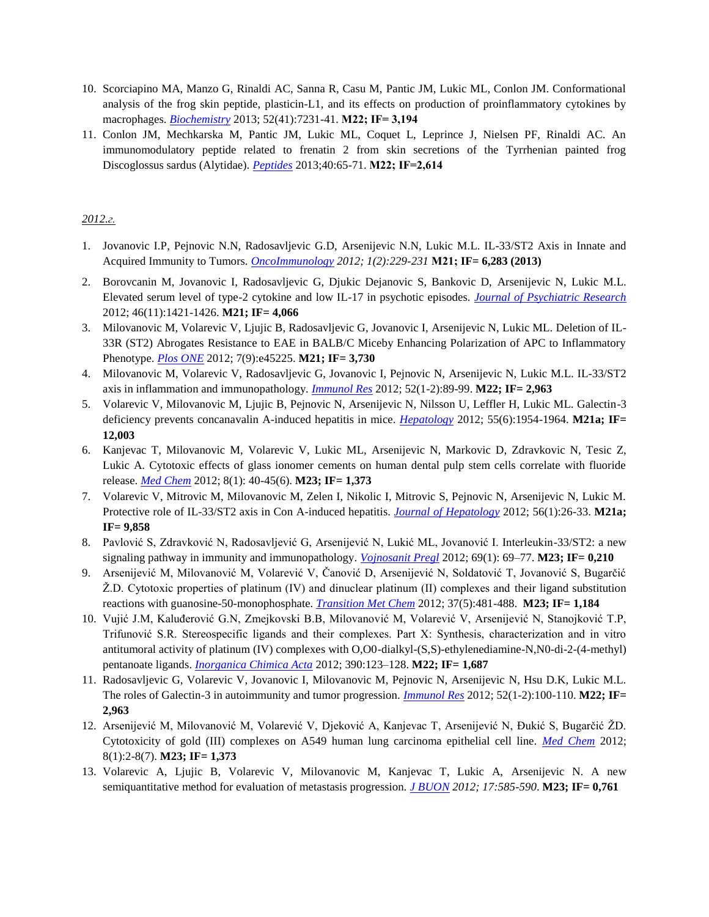10. Scorciapino MA, Manzo G, Rinaldi AC, Sanna R, Casu M, Pantic JM, Lukic ML, Conlon JM. Conformational analysis of the frog skin peptide, plasticin-L1, and its effects on production of proinflammatory cytokines by macrophages. *Biochemistry* 2013; 52(41):7231-41. **M22; IF= 3,194**
11. Conlon JM, Mechkarska M, Pantic JM, Lukic ML, Coquet L, Leprince J, Nielsen PF, Rinaldi AC. An immunomodulatory peptide related to frenatin 2 from skin secretions of the Tyrrhenian painted frog Discoglossus sardus (Alytidae). *Peptides* 2013;40:65-71. **M22; IF=2,614**

*2012.г.*

1. Jovanovic I.P, Pejnovic N.N, Radosavljevic G.D, Arsenijevic N.N, Lukic M.L. IL-33/ST2 Axis in Innate and Acquired Immunity to Tumors. *OncoImmunology 2012; 1(2):229-231* **M21; IF= 6,283 (2013)**
2. Borovcanin M, Jovanovic I, Radosavljevic G, Djukic Dejanovic S, Bankovic D, Arsenijevic N, Lukic M.L. Elevated serum level of type-2 cytokine and low IL-17 in psychotic episodes. *Journal of Psychiatric Research* 2012; 46(11):1421-1426. **M21; IF= 4,066**
3. Milovanovic M, Volarevic V, Ljujic B, Radosavljevic G, Jovanovic I, Arsenijevic N, Lukic ML. Deletion of IL-33R (ST2) Abrogates Resistance to EAE in BALB/C Miceby Enhancing Polarization of APC to Inflammatory Phenotype. *Plos ONE* 2012; 7(9):e45225. **M21; IF= 3,730**
4. Milovanovic M, Volarevic V, Radosavljevic G, Jovanovic I, Pejnovic N, Arsenijevic N, Lukic M.L. IL-33/ST2 axis in inflammation and immunopathology. *Immunol Res* 2012; 52(1-2):89-99. **M22; IF= 2,963**
5. Volarevic V, Milovanovic M, Ljujic B, Pejnovic N, Arsenijevic N, Nilsson U, Leffler H, Lukic ML. Galectin-3 deficiency prevents concanavalin A-induced hepatitis in mice. *Hepatology* 2012; 55(6):1954-1964. **M21a; IF= 12,003**
6. Kanjevac T, Milovanovic M, Volarevic V, Lukic ML, Arsenijevic N, Markovic D, Zdravkovic N, Tesic Z, Lukic A. Cytotoxic effects of glass ionomer cements on human dental pulp stem cells correlate with fluoride release. *Med Chem* 2012; 8(1): 40-45(6). **M23; IF= 1,373**
7. Volarevic V, Mitrovic M, Milovanovic M, Zelen I, Nikolic I, Mitrovic S, Pejnovic N, Arsenijevic N, Lukic M. Protective role of IL-33/ST2 axis in Con A-induced hepatitis. *Journal of Hepatology* 2012; 56(1):26-33. **M21a; IF= 9,858**
8. Pavlović S, Zdravković N, Radosavljević G, Arsenijević N, Lukić ML, Jovanović I. Interleukin-33/ST2: a new signaling pathway in immunity and immunopathology. *Vojnosanit Pregl* 2012; 69(1): 69–77. **M23; IF= 0,210**
9. Arsenijević M, Milovanović M, Volarević V, Čanović D, Arsenijević N, Soldatović T, Jovanović S, Bugarčić Ž.D. Cytotoxic properties of platinum (IV) and dinuclear platinum (II) complexes and their ligand substitution reactions with guanosine-50-monophosphate. *Transition Met Chem* 2012; 37(5):481-488. **M23; IF= 1,184**
10. Vujić J.M, Kaluđerović G.N, Zmejkovski B.B, Milovanović M, Volarević V, Arsenijević N, Stanojković T.P, Trifunović S.R. Stereospecific ligands and their complexes. Part X: Synthesis, characterization and in vitro antitumoral activity of platinum (IV) complexes with O,O0-dialkyl-(S,S)-ethylenediamine-N,N0-di-2-(4-methyl) pentanoate ligands. *Inorganica Chimica Acta* 2012; 390:123–128. **M22; IF= 1,687**
11. Radosavljevic G, Volarevic V, Jovanovic I, Milovanovic M, Pejnovic N, Arsenijevic N, Hsu D.K, Lukic M.L. The roles of Galectin-3 in autoimmunity and tumor progression. *Immunol Res* 2012; 52(1-2):100-110. **M22; IF= 2,963**
12. Arsenijević M, Milovanović M, Volarević V, Djeković A, Kanjevac T, Arsenijević N, Đukić S, Bugarčić ŽD. Cytotoxicity of gold (III) complexes on A549 human lung carcinoma epithelial cell line. *Med Chem* 2012; 8(1):2-8(7). **M23; IF= 1,373**
13. Volarevic A, Ljujic B, Volarevic V, Milovanovic M, Kanjevac T, Lukic A, Arsenijevic N. A new semiquantitative method for evaluation of metastasis progression. *J BUON 2012; 17:585-590*. **M23; IF= 0,761**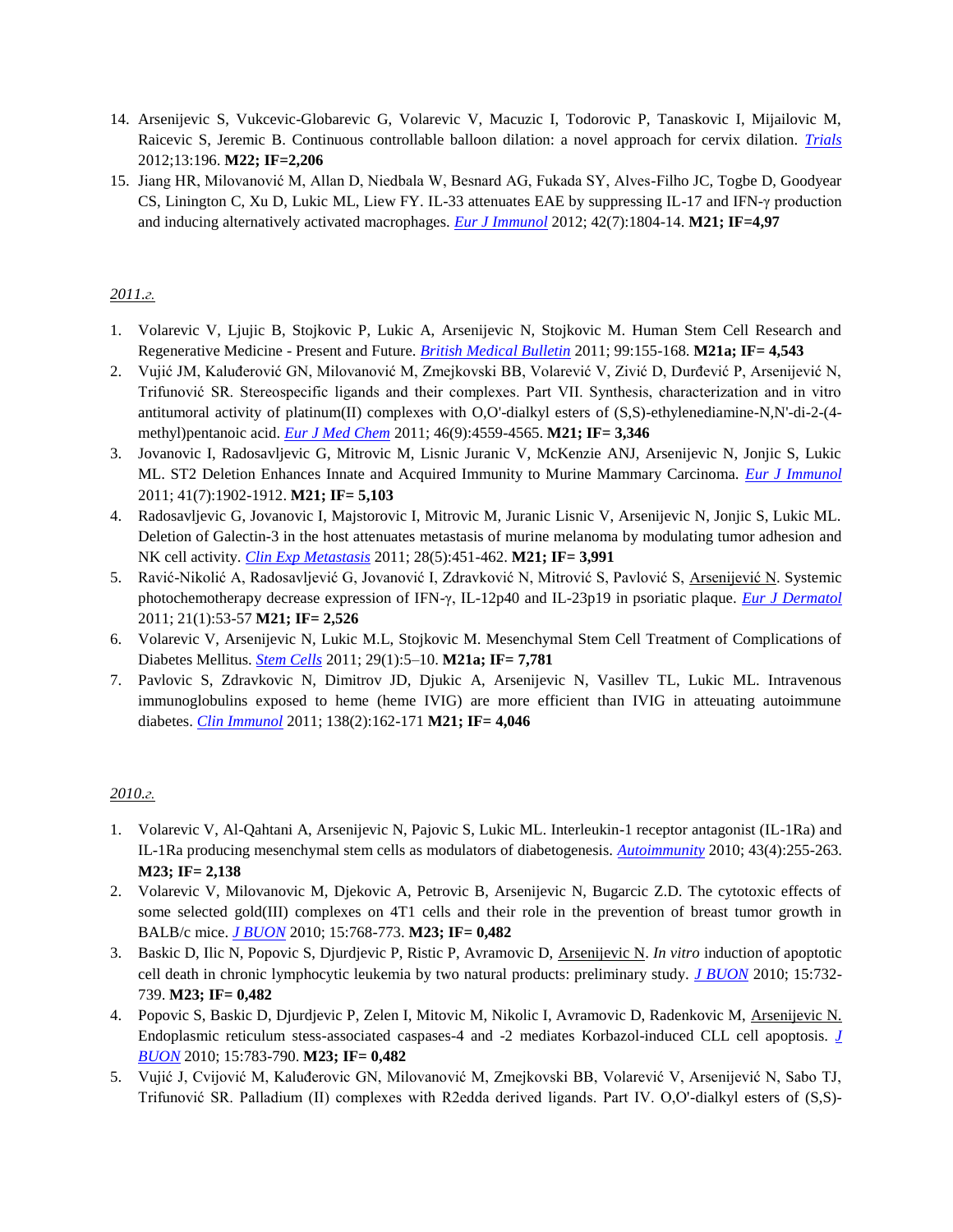14. Arsenijevic S, Vukcevic-Globarevic G, Volarevic V, Macuzic I, Todorovic P, Tanaskovic I, Mijailovic M, Raicevic S, Jeremic B. Continuous controllable balloon dilation: a novel approach for cervix dilation. *Trials* 2012;13:196. **M22; IF=2,206**
15. Jiang HR, Milovanović M, Allan D, Niedbala W, Besnard AG, Fukada SY, Alves-Filho JC, Togbe D, Goodyear CS, Linington C, Xu D, Lukic ML, Liew FY. IL-33 attenuates EAE by suppressing IL-17 and IFN-γ production and inducing alternatively activated macrophages. *Eur J Immunol* 2012; 42(7):1804-14. **M21; IF=4,97**

*2011.г.*

1. Volarevic V, Ljujic B, Stojkovic P, Lukic A, Arsenijevic N, Stojkovic M. Human Stem Cell Research and Regenerative Medicine - Present and Future. *British Medical Bulletin* 2011; 99:155-168. **M21a; IF= 4,543**
2. Vujić JM, Kaluđerović GN, Milovanović M, Zmejkovski BB, Volarević V, Zivić D, Durđević P, Arsenijević N, Trifunović SR. Stereospecific ligands and their complexes. Part VII. Synthesis, characterization and in vitro antitumoral activity of platinum(II) complexes with O,O'-dialkyl esters of (S,S)-ethylenediamine-N,N'-di-2-(4-methyl)pentanoic acid. *Eur J Med Chem* 2011; 46(9):4559-4565. **M21; IF= 3,346**
3. Jovanovic I, Radosavljevic G, Mitrovic M, Lisnic Juranic V, McKenzie ANJ, Arsenijevic N, Jonjic S, Lukic ML. ST2 Deletion Enhances Innate and Acquired Immunity to Murine Mammary Carcinoma. *Eur J Immunol* 2011; 41(7):1902-1912. **M21; IF= 5,103**
4. Radosavljevic G, Jovanovic I, Majstorovic I, Mitrovic M, Juranic Lisnic V, Arsenijevic N, Jonjic S, Lukic ML. Deletion of Galectin-3 in the host attenuates metastasis of murine melanoma by modulating tumor adhesion and NK cell activity. *Clin Exp Metastasis* 2011; 28(5):451-462. **M21; IF= 3,991**
5. Ravić-Nikolić A, Radosavljević G, Jovanović I, Zdravković N, Mitrović S, Pavlović S, Arsenijević N. Systemic photochemotherapy decrease expression of IFN-γ, IL-12p40 and IL-23p19 in psoriatic plaque. *Eur J Dermatol* 2011; 21(1):53-57 **M21; IF= 2,526**
6. Volarevic V, Arsenijevic N, Lukic M.L, Stojkovic M. Mesenchymal Stem Cell Treatment of Complications of Diabetes Mellitus. *Stem Cells* 2011; 29(1):5–10. **M21a; IF= 7,781**
7. Pavlovic S, Zdravkovic N, Dimitrov JD, Djukic A, Arsenijevic N, Vasillev TL, Lukic ML. Intravenous immunoglobulins exposed to heme (heme IVIG) are more efficient than IVIG in atteuating autoimmune diabetes. *Clin Immunol* 2011; 138(2):162-171 **M21; IF= 4,046**

*2010.г.*

1. Volarevic V, Al-Qahtani A, Arsenijevic N, Pajovic S, Lukic ML. Interleukin-1 receptor antagonist (IL-1Ra) and IL-1Ra producing mesenchymal stem cells as modulators of diabetogenesis. *Autoimmunity* 2010; 43(4):255-263. **M23; IF= 2,138**
2. Volarevic V, Milovanovic M, Djekovic A, Petrovic B, Arsenijevic N, Bugarcic Z.D. The cytotoxic effects of some selected gold(III) complexes on 4T1 cells and their role in the prevention of breast tumor growth in BALB/c mice. *J BUON* 2010; 15:768-773. **M23; IF= 0,482**
3. Baskic D, Ilic N, Popovic S, Djurdjevic P, Ristic P, Avramovic D, Arsenijevic N. *In vitro* induction of apoptotic cell death in chronic lymphocytic leukemia by two natural products: preliminary study. *J BUON* 2010; 15:732-739. **M23; IF= 0,482**
4. Popovic S, Baskic D, Djurdjevic P, Zelen I, Mitovic M, Nikolic I, Avramovic D, Radenkovic M, Arsenijevic N. Endoplasmic reticulum stess-associated caspases-4 and -2 mediates Korbazol-induced CLL cell apoptosis. *J BUON* 2010; 15:783-790. **M23; IF= 0,482**
5. Vujić J, Cvijović M, Kaluđerovic GN, Milovanović M, Zmejkovski BB, Volarević V, Arsenijević N, Sabo TJ, Trifunović SR. Palladium (II) complexes with R2edda derived ligands. Part IV. O,O'-dialkyl esters of (S,S)-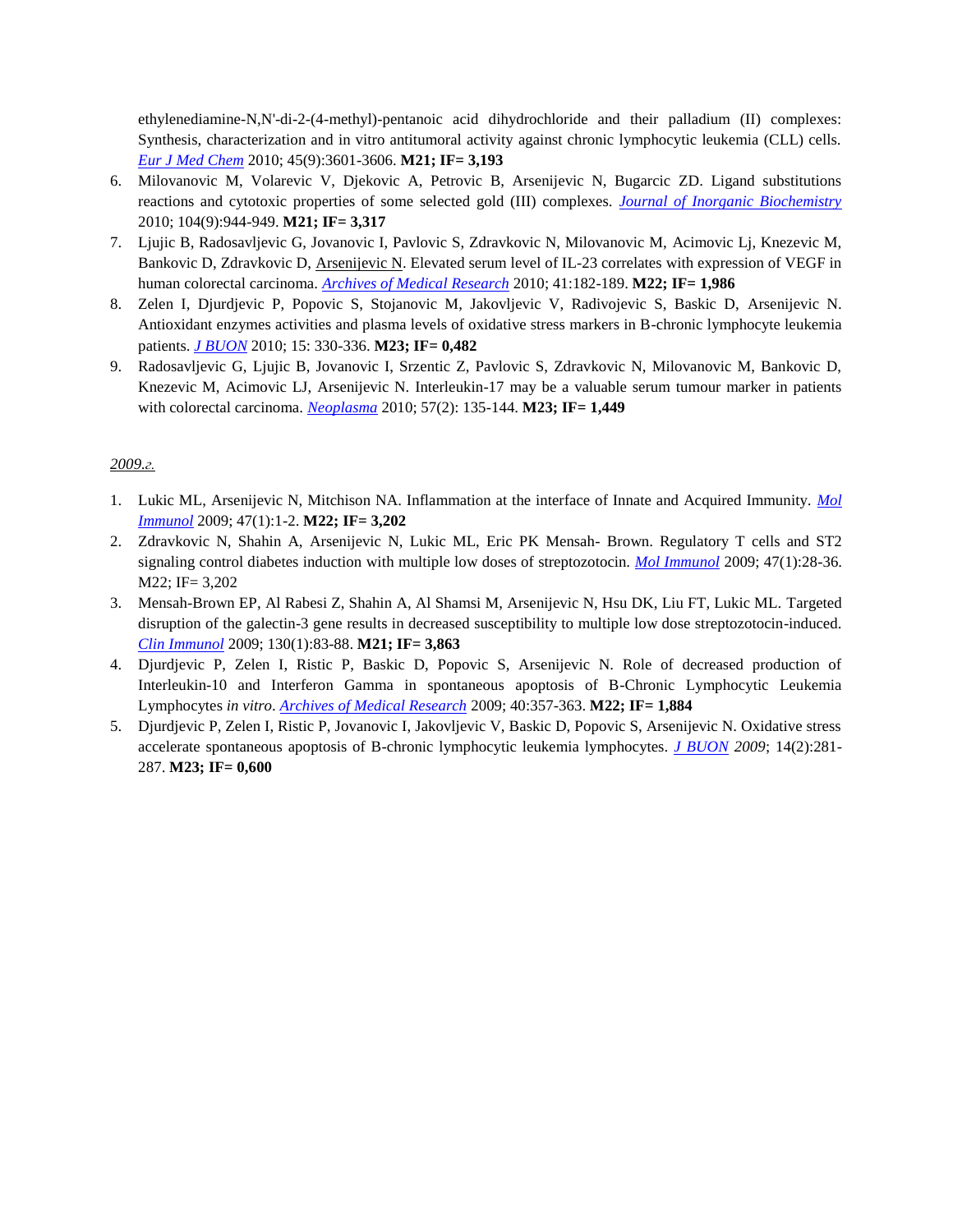ethylenediamine-N,N'-di-2-(4-methyl)-pentanoic acid dihydrochloride and their palladium (II) complexes: Synthesis, characterization and in vitro antitumoral activity against chronic lymphocytic leukemia (CLL) cells. *Eur J Med Chem* 2010; 45(9):3601-3606. **M21; IF= 3,193**

6. Milovanovic M, Volarevic V, Djekovic A, Petrovic B, Arsenijevic N, Bugarcic ZD. Ligand substitutions reactions and cytotoxic properties of some selected gold (III) complexes. *Journal of Inorganic Biochemistry* 2010; 104(9):944-949. **M21; IF= 3,317**
7. Ljujic B, Radosavljevic G, Jovanovic I, Pavlovic S, Zdravkovic N, Milovanovic M, Acimovic Lj, Knezevic M, Bankovic D, Zdravkovic D, Arsenijevic N. Elevated serum level of IL-23 correlates with expression of VEGF in human colorectal carcinoma. *Archives of Medical Research* 2010; 41:182-189. **M22; IF= 1,986**
8. Zelen I, Djurdjevic P, Popovic S, Stojanovic M, Jakovljevic V, Radivojevic S, Baskic D, Arsenijevic N. Antioxidant enzymes activities and plasma levels of oxidative stress markers in B-chronic lymphocyte leukemia patients. *J BUON* 2010; 15: 330-336. **M23; IF= 0,482**
9. Radosavljevic G, Ljujic B, Jovanovic I, Srzentic Z, Pavlovic S, Zdravkovic N, Milovanovic M, Bankovic D, Knezevic M, Acimovic LJ, Arsenijevic N. Interleukin-17 may be a valuable serum tumour marker in patients with colorectal carcinoma. *Neoplasma* 2010; 57(2): 135-144. **M23; IF= 1,449**

*2009.г.*

1. Lukic ML, Arsenijevic N, Mitchison NA. Inflammation at the interface of Innate and Acquired Immunity. *Mol Immunol* 2009; 47(1):1-2. **M22; IF= 3,202**
2. Zdravkovic N, Shahin A, Arsenijevic N, Lukic ML, Eric PK Mensah- Brown. Regulatory T cells and ST2 signaling control diabetes induction with multiple low doses of streptozotocin. *Mol Immunol* 2009; 47(1):28-36. M22; IF= 3,202
3. Mensah-Brown EP, Al Rabesi Z, Shahin A, Al Shamsi M, Arsenijevic N, Hsu DK, Liu FT, Lukic ML. Targeted disruption of the galectin-3 gene results in decreased susceptibility to multiple low dose streptozotocin-induced. *Clin Immunol* 2009; 130(1):83-88. **M21; IF= 3,863**
4. Djurdjevic P, Zelen I, Ristic P, Baskic D, Popovic S, Arsenijevic N. Role of decreased production of Interleukin-10 and Interferon Gamma in spontaneous apoptosis of B-Chronic Lymphocytic Leukemia Lymphocytes *in vitro*. *Archives of Medical Research* 2009; 40:357-363. **M22; IF= 1,884**
5. Djurdjevic P, Zelen I, Ristic P, Jovanovic I, Jakovljevic V, Baskic D, Popovic S, Arsenijevic N. Oxidative stress accelerate spontaneous apoptosis of B-chronic lymphocytic leukemia lymphocytes. *J BUON 2009*; 14(2):281-287. **M23; IF= 0,600**